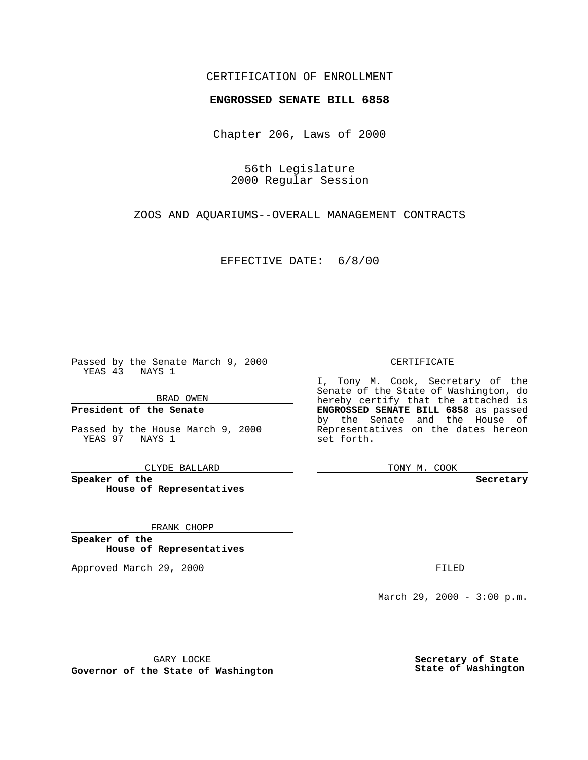CERTIFICATION OF ENROLLMENT

**ENGROSSED SENATE BILL 6858**

Chapter 206, Laws of 2000

56th Legislature
2000 Regular Session

ZOOS AND AQUARIUMS--OVERALL MANAGEMENT CONTRACTS

EFFECTIVE DATE: 6/8/00

Passed by the Senate March 9, 2000
YEAS 43 NAYS 1

BRAD OWEN

**President of the Senate**

Passed by the House March 9, 2000
YEAS 97 NAYS 1

CLYDE BALLARD

**Speaker of the House of Representatives**

FRANK CHOPP

**Speaker of the House of Representatives**

Approved March 29, 2000

GARY LOCKE

**Governor of the State of Washington**

CERTIFICATE

I, Tony M. Cook, Secretary of the Senate of the State of Washington, do hereby certify that the attached is **ENGROSSED SENATE BILL 6858** as passed by the Senate and the House of Representatives on the dates hereon set forth.

TONY M. COOK

**Secretary**

FILED

March 29, 2000 - 3:00 p.m.

**Secretary of State**
**State of Washington**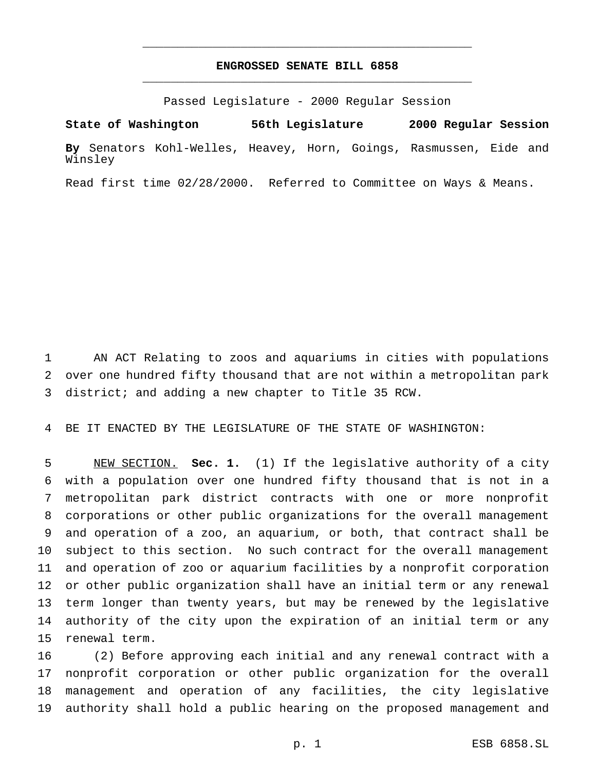# ENGROSSED SENATE BILL 6858

Passed Legislature - 2000 Regular Session

**State of Washington 56th Legislature 2000 Regular Session**

**By** Senators Kohl-Welles, Heavey, Horn, Goings, Rasmussen, Eide and Winsley

Read first time 02/28/2000. Referred to Committee on Ways & Means.

AN ACT Relating to zoos and aquariums in cities with populations over one hundred fifty thousand that are not within a metropolitan park district; and adding a new chapter to Title 35 RCW.

BE IT ENACTED BY THE LEGISLATURE OF THE STATE OF WASHINGTON:

NEW SECTION. **Sec. 1.** (1) If the legislative authority of a city with a population over one hundred fifty thousand that is not in a metropolitan park district contracts with one or more nonprofit corporations or other public organizations for the overall management and operation of a zoo, an aquarium, or both, that contract shall be subject to this section. No such contract for the overall management and operation of zoo or aquarium facilities by a nonprofit corporation or other public organization shall have an initial term or any renewal term longer than twenty years, but may be renewed by the legislative authority of the city upon the expiration of an initial term or any renewal term.

(2) Before approving each initial and any renewal contract with a nonprofit corporation or other public organization for the overall management and operation of any facilities, the city legislative authority shall hold a public hearing on the proposed management and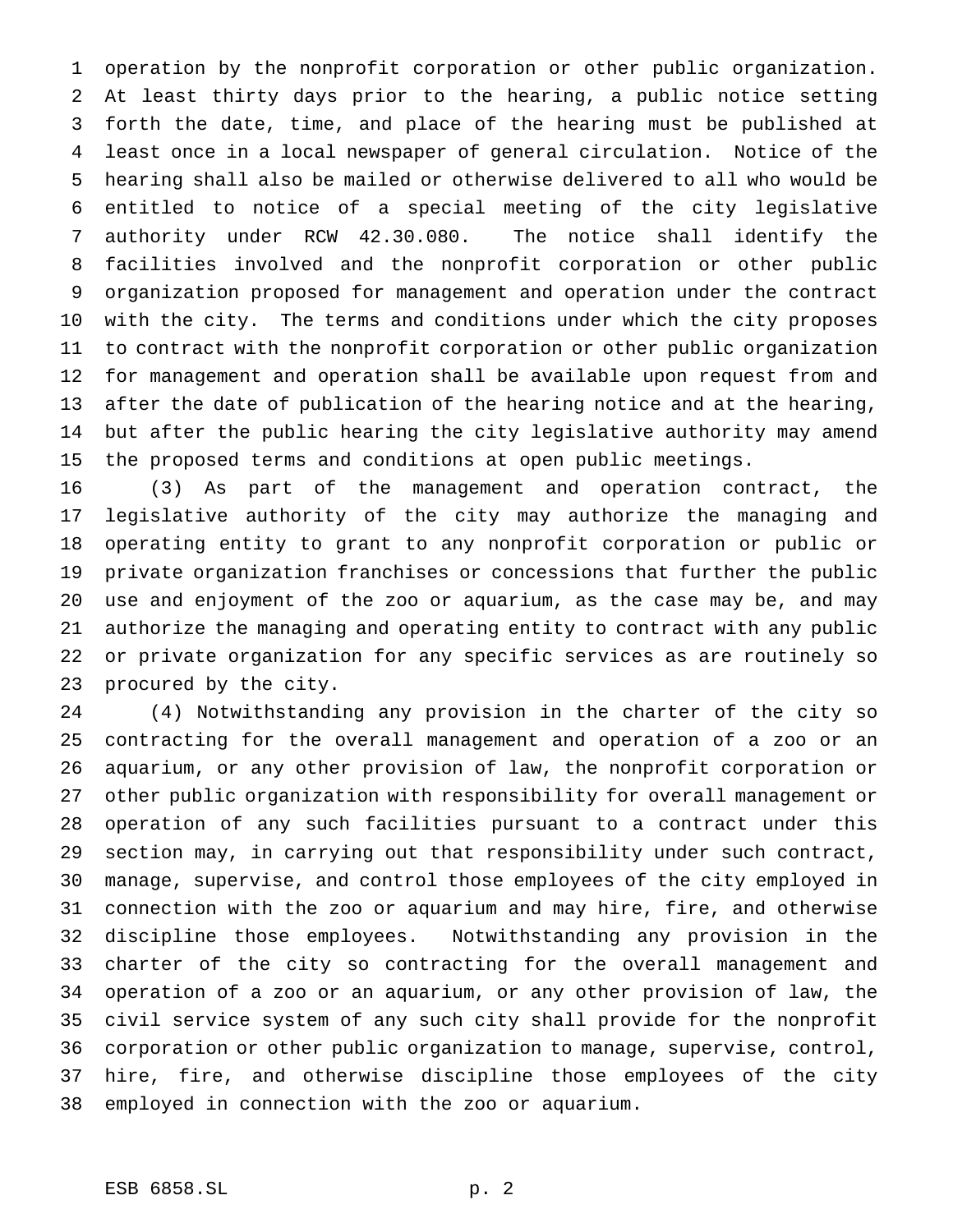operation by the nonprofit corporation or other public organization. At least thirty days prior to the hearing, a public notice setting forth the date, time, and place of the hearing must be published at least once in a local newspaper of general circulation. Notice of the hearing shall also be mailed or otherwise delivered to all who would be entitled to notice of a special meeting of the city legislative authority under RCW 42.30.080. The notice shall identify the facilities involved and the nonprofit corporation or other public organization proposed for management and operation under the contract with the city. The terms and conditions under which the city proposes to contract with the nonprofit corporation or other public organization for management and operation shall be available upon request from and after the date of publication of the hearing notice and at the hearing, but after the public hearing the city legislative authority may amend the proposed terms and conditions at open public meetings.

(3) As part of the management and operation contract, the legislative authority of the city may authorize the managing and operating entity to grant to any nonprofit corporation or public or private organization franchises or concessions that further the public use and enjoyment of the zoo or aquarium, as the case may be, and may authorize the managing and operating entity to contract with any public or private organization for any specific services as are routinely so procured by the city.

(4) Notwithstanding any provision in the charter of the city so contracting for the overall management and operation of a zoo or an aquarium, or any other provision of law, the nonprofit corporation or other public organization with responsibility for overall management or operation of any such facilities pursuant to a contract under this section may, in carrying out that responsibility under such contract, manage, supervise, and control those employees of the city employed in connection with the zoo or aquarium and may hire, fire, and otherwise discipline those employees. Notwithstanding any provision in the charter of the city so contracting for the overall management and operation of a zoo or an aquarium, or any other provision of law, the civil service system of any such city shall provide for the nonprofit corporation or other public organization to manage, supervise, control, hire, fire, and otherwise discipline those employees of the city employed in connection with the zoo or aquarium.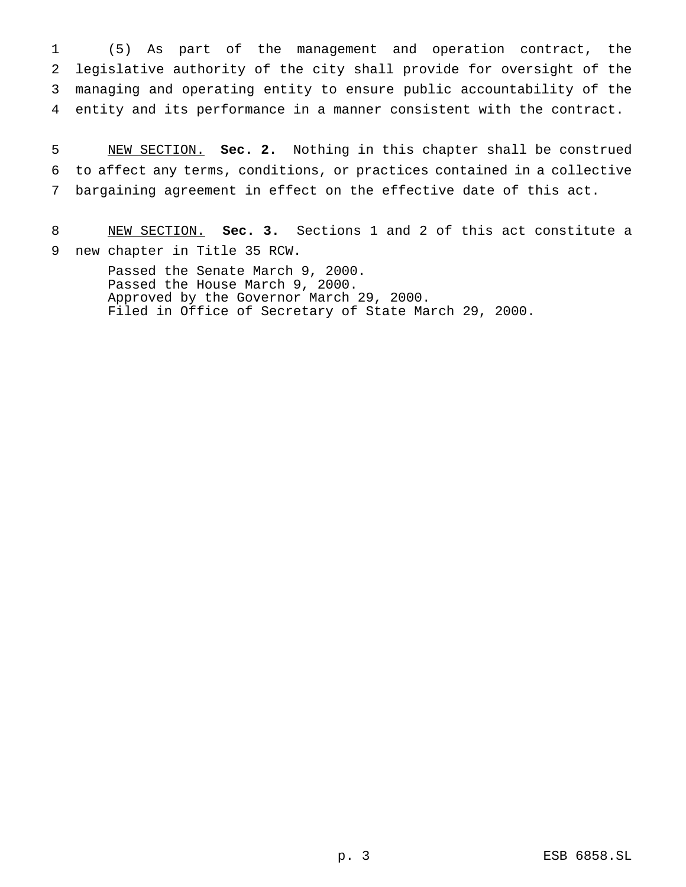(5) As part of the management and operation contract, the legislative authority of the city shall provide for oversight of the managing and operating entity to ensure public accountability of the entity and its performance in a manner consistent with the contract.

NEW SECTION. **Sec. 2.** Nothing in this chapter shall be construed to affect any terms, conditions, or practices contained in a collective bargaining agreement in effect on the effective date of this act.

NEW SECTION. **Sec. 3.** Sections 1 and 2 of this act constitute a new chapter in Title 35 RCW.

Passed the Senate March 9, 2000.
Passed the House March 9, 2000.
Approved by the Governor March 29, 2000.
Filed in Office of Secretary of State March 29, 2000.